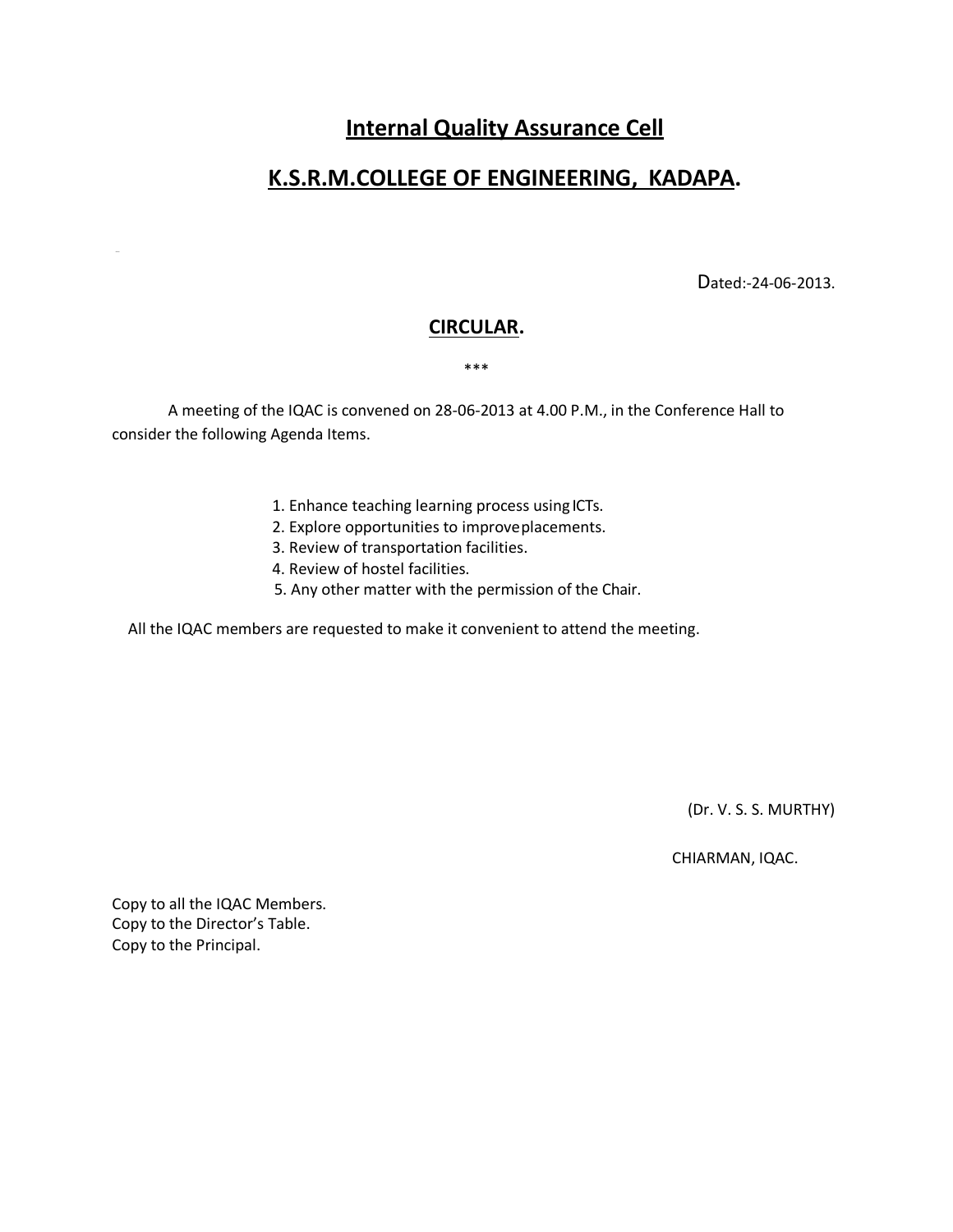# Internal Quality Assurance Cell

# K.S.R.M.COLLEGE OF ENGINEERING, KADAPA.

Dated:-24-06-2013.

## CIRCULAR.

***

A meeting of the IQAC is convened on 28-06-2013 at 4.00 P.M., in the Conference Hall to consider the following Agenda Items.

1. Enhance teaching learning process using ICTs.
2. Explore opportunities to improveplacements.
3. Review of transportation facilities.
4. Review of hostel facilities.
5. Any other matter with the permission of the Chair.

All the IQAC members are requested to make it convenient to attend the meeting.

(Dr. V. S. S. MURTHY)

CHIARMAN, IQAC.

Copy to all the IQAC Members.
Copy to the Director's Table.
Copy to the Principal.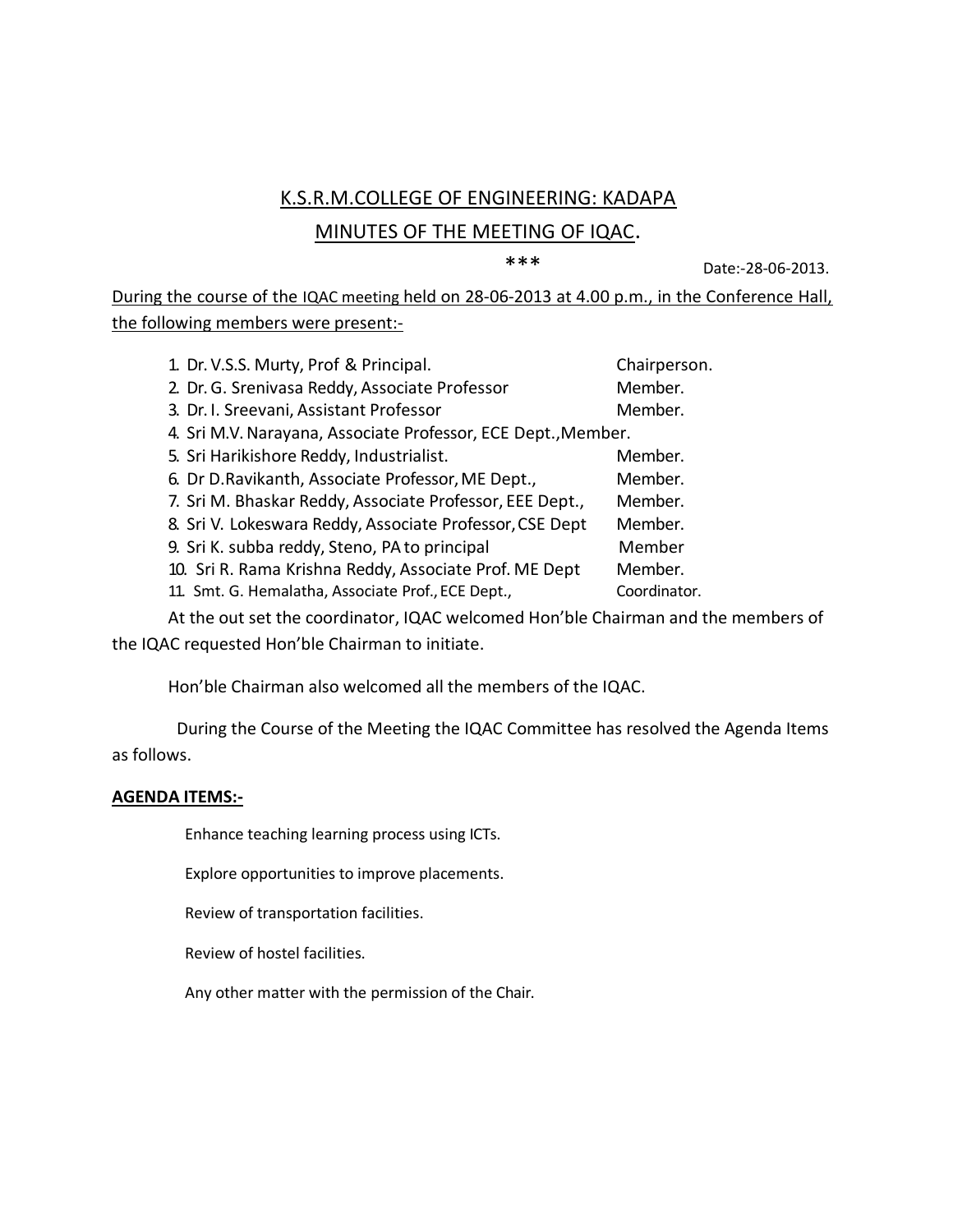## K.S.R.M.COLLEGE OF ENGINEERING: KADAPA

## MINUTES OF THE MEETING OF IQAC.

***

Date:-28-06-2013.

During the course of the IQAC meeting held on 28-06-2013 at 4.00 p.m., in the Conference Hall, the following members were present:-

1. Dr. V.S.S. Murty, Prof & Principal. Chairperson.
2. Dr. G. Srenivasa Reddy, Associate Professor Member.
3. Dr. I. Sreevani, Assistant Professor Member.
4. Sri M.V. Narayana, Associate Professor, ECE Dept.,Member.
5. Sri Harikishore Reddy, Industrialist. Member.
6. Dr D.Ravikanth, Associate Professor, ME Dept., Member.
7. Sri M. Bhaskar Reddy, Associate Professor, EEE Dept., Member.
8. Sri V. Lokeswara Reddy, Associate Professor, CSE Dept Member.
9. Sri K. subba reddy, Steno, PA to principal Member
10. Sri R. Rama Krishna Reddy, Associate Prof. ME Dept Member.
11. Smt. G. Hemalatha, Associate Prof., ECE Dept., Coordinator.

At the out set the coordinator, IQAC welcomed Hon'ble Chairman and the members of the IQAC requested Hon'ble Chairman to initiate.

Hon'ble Chairman also welcomed all the members of the IQAC.

During the Course of the Meeting the IQAC Committee has resolved the Agenda Items as follows.

**AGENDA ITEMS:-**

Enhance teaching learning process using ICTs.

Explore opportunities to improve placements.

Review of transportation facilities.

Review of hostel facilities.

Any other matter with the permission of the Chair.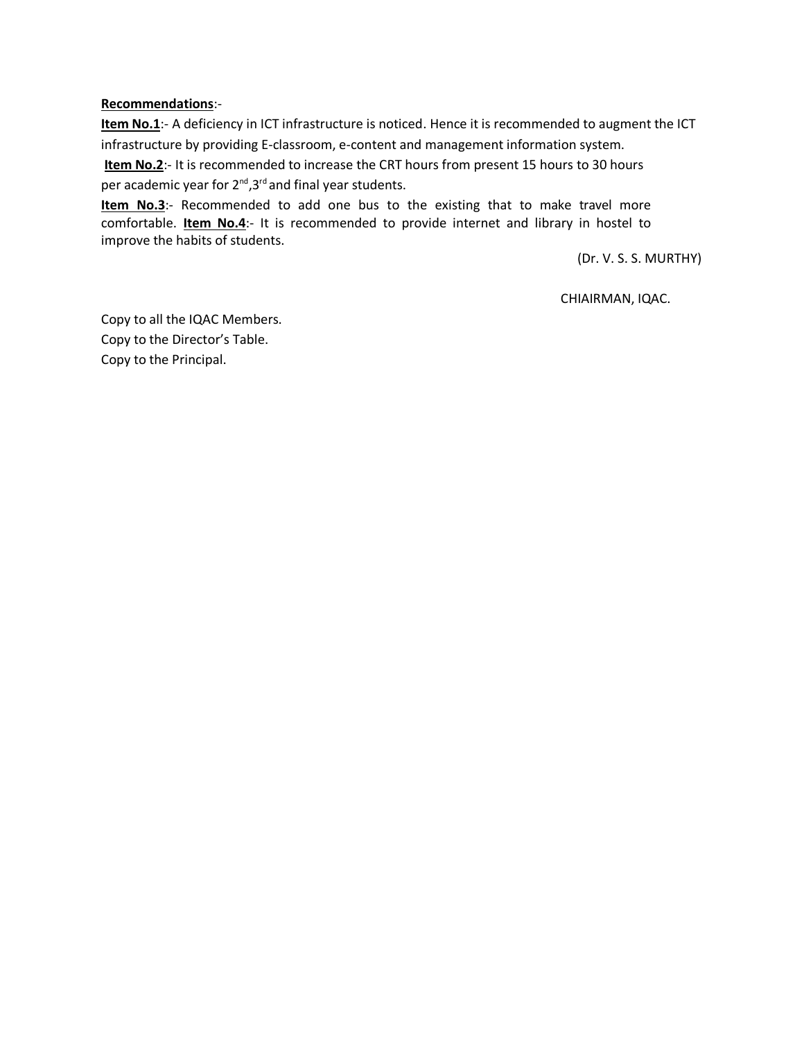**Recommendations**:-

**Item No.1**:- A deficiency in ICT infrastructure is noticed. Hence it is recommended to augment the ICT infrastructure by providing E-classroom, e-content and management information system.

**Item No.2**:- It is recommended to increase the CRT hours from present 15 hours to 30 hours per academic year for 2nd,3rd and final year students.

**Item No.3**:- Recommended to add one bus to the existing that to make travel more comfortable. **Item No.4**:- It is recommended to provide internet and library in hostel to improve the habits of students.

(Dr. V. S. S. MURTHY)

CHIAIRMAN, IQAC.

Copy to all the IQAC Members.
Copy to the Director's Table.
Copy to the Principal.